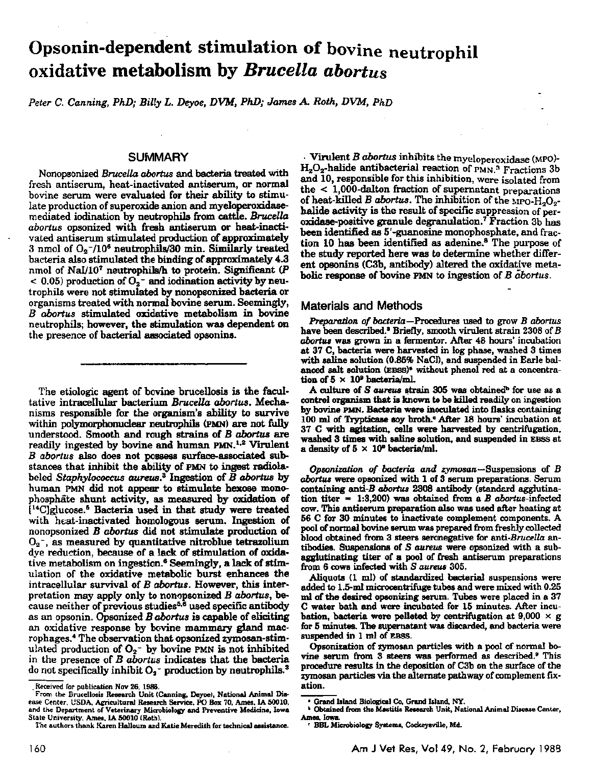# Opsonin-dependent stimulation of bovine neutrophil oxidative metabolism by *Brucella abortus*

*Peter C. Canning, PhD; Billy L. Deyoe, DVM, PhD; James A. Roth, DVM, PhD*

## SUMMARY

Nonopsonized *Brucella abortus* and bacteria treated with fresh antiserum, heat-inactivated antiserum, or normal bovine serum were evaluated for their ability to stimulate production of superoxide anion and myeloperoxidase-mediated iodination by neutrophils from cattle. *Brucella abortus* opsonized with fresh antiserum or heat-inactivated antiserum stimulated production of approximately 3 nmol of $O_2^-/10^6$ neutrophils/30 min. Similarly treated bacteria also stimulated the binding of approximately 4.3 nmol of NaI/$10^7$ neutrophils/h to protein. Significant ($P < 0.05$) production of $O_2^-$ and iodination activity by neutrophils were not stimulated by nonopsonized bacteria or organisms treated with normal bovine serum. Seemingly, *B abortus* stimulated oxidative metabolism in bovine neutrophils; however, the stimulation was dependent on the presence of bacterial associated opsonins.

---

The etiologic agent of bovine brucellosis is the facultative intracellular bacterium *Brucella abortus*. Mechanisms responsible for the organism's ability to survive within polymorphonuclear neutrophils (PMN) are not fully understood. Smooth and rough strains of *B abortus* are readily ingested by bovine and human PMN.[1,2] Virulent *B abortus* also does not possess surface-associated substances that inhibit the ability of PMN to ingest radiolabeled *Staphylococcus aureus*.[3] Ingestion of *B abortus* by human PMN did not appear to stimulate hexose monophosphate shunt activity, as measured by oxidation of [$^{14}$C]glucose.[5] Bacteria used in that study were treated with heat-inactivated homologous serum. Ingestion of nonopsonized *B abortus* did not stimulate production of $O_2^-$, as measured by quantitative nitroblue tetrazolium dye reduction, because of a lack of stimulation of oxidative metabolism on ingestion.[6] Seemingly, a lack of stimulation of the oxidative metabolic burst enhances the intracellular survival of *B abortus*. However, this interpretation may apply only to nonopsonized *B abortus*, because neither of previous studies[5,6] used specific antibody as an opsonin. Opsonized *B abortus* is capable of eliciting an oxidative response by bovine mammary gland macrophages.[4] The observation that opsonized zymosan-stimulated production of $O_2^-$ by bovine PMN is not inhibited in the presence of *B abortus* indicates that the bacteria do not specifically inhibit $O_2^-$ production by neutrophils.[3]

Virulent *B abortus* inhibits the myeloperoxidase (MPO)-$H_2O_2$-halide antibacterial reaction of PMN.[3] Fractions 3b and 10, responsible for this inhibition, were isolated from the < 1,000-dalton fraction of supernatant preparations of heat-killed *B abortus*. The inhibition of the MPO-$H_2O_2$-halide activity is the result of specific suppression of peroxidase-positive granule degranulation.[7] Fraction 3b has been identified as 5'-guanosine monophosphate, and fraction 10 has been identified as adenine.[8] The purpose of the study reported here was to determine whether different opsonins (C3b, antibody) altered the oxidative metabolic response of bovine PMN to ingestion of *B abortus*.

## Materials and Methods

*Preparation of bacteria*—Procedures used to grow *B abortus* have been described.[3] Briefly, smooth virulent strain 2308 of *B abortus* was grown in a fermentor. After 48 hours' incubation at 37 C, bacteria were harvested in log phase, washed 3 times with saline solution (0.85% NaCl), and suspended in Earle balanced salt solution (EBSS)[a] without phenol red at a concentration of $5 \times 10^9$ bacteria/ml.

A culture of *S aureus* strain 305 was obtained[b] for use as a control organism that is known to be killed readily on ingestion by bovine PMN. Bacteria were inoculated into flasks containing 100 ml of Trypticase soy broth.[c] After 18 hours' incubation at 37 C with agitation, cells were harvested by centrifugation, washed 3 times with saline solution, and suspended in EBSS at a density of $5 \times 10^9$ bacteria/ml.

*Opsonization of bacteria and zymosan*—Suspensions of *B abortus* were opsonized with 1 of 3 serum preparations. Serum containing anti-*B abortus* 2308 antibody (standard agglutination titer = 1:3,200) was obtained from a *B abortus*-infected cow. This antiserum preparation also was used after heating at 56 C for 30 minutes to inactivate complement components. A pool of normal bovine serum was prepared from freshly collected blood obtained from 3 steers seronegative for anti-*Brucella* antibodies. Suspensions of *S aureus* were opsonized with a subagglutinating titer of a pool of fresh antiserum preparations from 6 cows infected with *S aureus* 305.

Aliquots (1 ml) of standardized bacterial suspensions were added to 1.5-ml microcentrifuge tubes and were mixed with 0.25 ml of the desired opsonizing serum. Tubes were placed in a 37 C water bath and were incubated for 15 minutes. After incubation, bacteria were pelleted by centrifugation at 9,000 × g for 5 minutes. The supernatant was discarded, and bacteria were suspended in 1 ml of EBSS.

Opsonization of zymosan particles with a pool of normal bovine serum from 3 steers was performed as described.[9] This procedure results in the deposition of C3b on the surface of the zymosan particles via the alternate pathway of complement fixation.

---

Received for publication Nov 26, 1986.

From the Brucellosis Research Unit (Canning, Deyoe), National Animal Disease Center, USDA, Agricultural Research Service, PO Box 70, Ames, IA 50010, and the Department of Veterinary Microbiology and Preventive Medicine, Iowa State University, Ames, IA 50010 (Roth).

The authors thank Karen Halloum and Katie Meredith for technical assistance.

[a] Grand Island Biological Co, Grand Island, NY.

[b] Obtained from the Mastitis Research Unit, National Animal Disease Center, Ames, Iowa.

[c] BBL Microbiology Systems, Cockeysville, Md.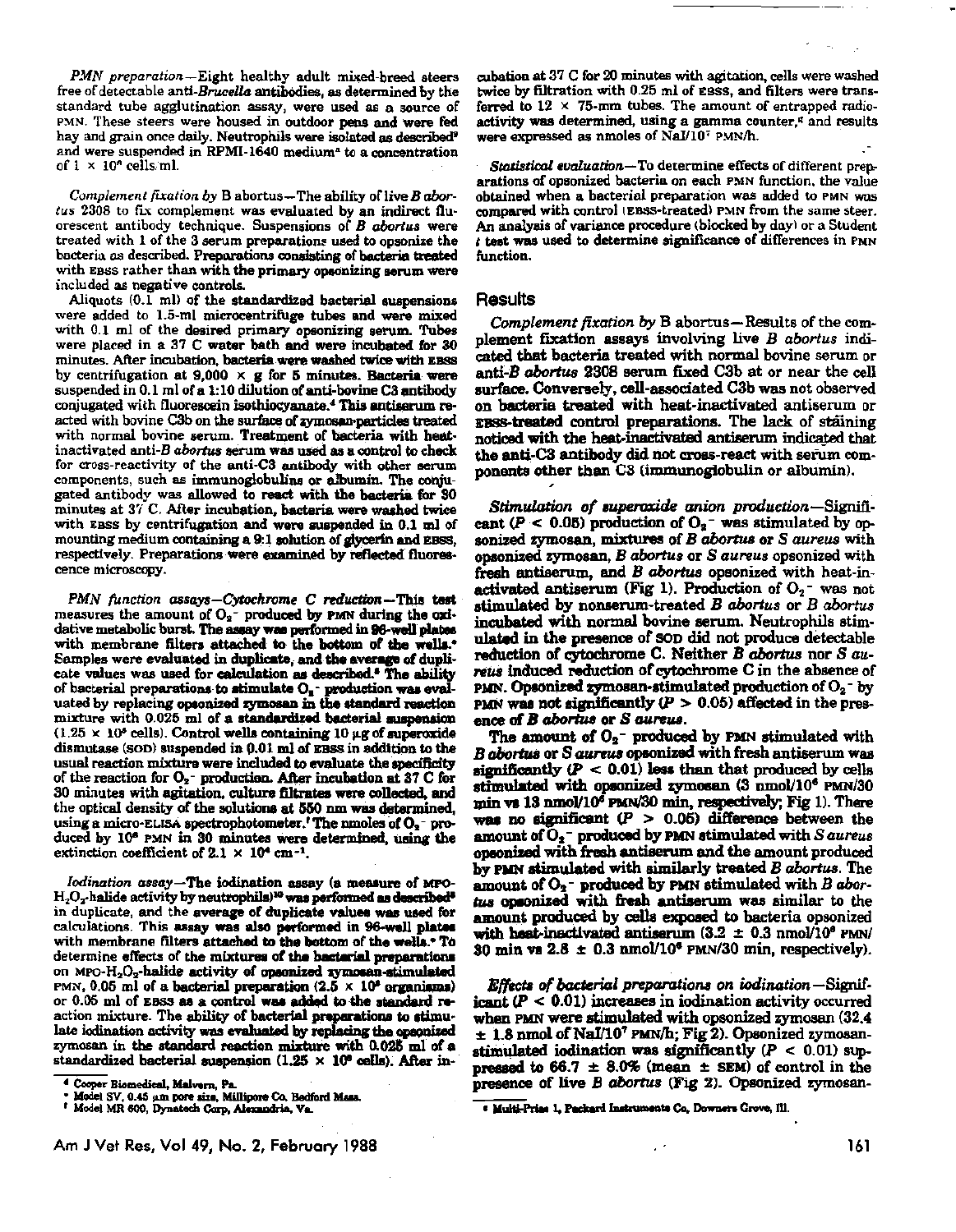*PMN preparation*—Eight healthy adult mixed-breed steers free of detectable anti-*Brucella* antibodies, as determined by the standard tube agglutination assay, were used as a source of PMN. These steers were housed in outdoor pens and were fed hay and grain once daily. Neutrophils were isolated as described[9] and were suspended in RPMI-1640 medium[a] to a concentration of $1 \times 10^8$ cells/ml.

*Complement fixation by* B abortus—The ability of live *B abortus* 2308 to fix complement was evaluated by an indirect fluorescent antibody technique. Suspensions of *B abortus* were treated with 1 of the 3 serum preparations used to opsonize the bacteria as described. Preparations consisting of bacteria treated with EBSS rather than with the primary opsonizing serum were included as negative controls.

Aliquots (0.1 ml) of the standardized bacterial suspensions were added to 1.5-ml microcentrifuge tubes and were mixed with 0.1 ml of the desired primary opsonizing serum. Tubes were placed in a 37 C water bath and were incubated for 30 minutes. After incubation, bacteria were washed twice with EBSS by centrifugation at $9,000 \times g$ for 5 minutes. Bacteria were suspended in 0.1 ml of a 1:10 dilution of anti-bovine C3 antibody conjugated with fluorescein isothiocyanate.[d] This antiserum reacted with bovine C3b on the surface of zymosan particles treated with normal bovine serum. Treatment of bacteria with heat-inactivated anti-*B abortus* serum was used as a control to check for cross-reactivity of the anti-C3 antibody with other serum components, such as immunoglobulins or albumin. The conjugated antibody was allowed to react with the bacteria for 30 minutes at 37 C. After incubation, bacteria were washed twice with EBSS by centrifugation and were suspended in 0.1 ml of mounting medium containing a 9:1 solution of glycerin and EBSS, respectively. Preparations were examined by reflected fluorescence microscopy.

*PMN function assays—Cytochrome C reduction*—This test measures the amount of $O_2^-$ produced by PMN during the oxidative metabolic burst. The assay was performed in 96-well plates with membrane filters attached to the bottom of the wells.[e] Samples were evaluated in duplicate, and the average of duplicate values was used for calculation as described.[8] The ability of bacterial preparations to stimulate $O_2^-$ production was evaluated by replacing opsonized zymosan in the standard reaction mixture with 0.025 ml of a standardized bacterial suspension ($1.25 \times 10^9$ cells). Control wells containing 10 µg of superoxide dismutase (SOD) suspended in 0.01 ml of EBSS in addition to the usual reaction mixture were included to evaluate the specificity of the reaction for $O_2^-$ production. After incubation at 37 C for 30 minutes with agitation, culture filtrates were collected, and the optical density of the solutions at 550 nm was determined, using a micro-ELISA spectrophotometer.[f] The nmoles of $O_2^-$ produced by $10^6$ PMN in 30 minutes were determined, using the extinction coefficient of $2.1 \times 10^4$ cm$^{-1}$.

*Iodination assay*—The iodination assay (a measure of MPO-$H_2O_2$-halide activity by neutrophils)[10] was performed as described[8] in duplicate, and the average of duplicate values was used for calculations. This assay was also performed in 96-well plates with membrane filters attached to the bottom of the wells.[e] To determine effects of the mixtures of the bacterial preparations on MPO-$H_2O_2$-halide activity of opsonized zymosan-stimulated PMN, 0.05 ml of a bacterial preparation ($2.5 \times 10^9$ organisms) or 0.05 ml of EBSS as a control was added to the standard reaction mixture. The ability of bacterial preparations to stimulate iodination activity was evaluated by replacing the opsonized zymosan in the standard reaction mixture with 0.025 ml of a standardized bacterial suspension ($1.25 \times 10^9$ cells). After incubation at 37 C for 20 minutes with agitation, cells were washed twice by filtration with 0.25 ml of EBSS, and filters were transferred to 12 × 75-mm tubes. The amount of entrapped radioactivity was determined, using a gamma counter,[g] and results were expressed as nmoles of NaI/$10^7$ PMN/h.

*Statistical evaluation*—To determine effects of different preparations of opsonized bacteria on each PMN function, the value obtained when a bacterial preparation was added to PMN was compared with control (EBSS-treated) PMN from the same steer. An analysis of variance procedure (blocked by day) or a Student *t* test was used to determine significance of differences in PMN function.

## Results

*Complement fixation by* B abortus—Results of the complement fixation assays involving live *B abortus* indicated that bacteria treated with normal bovine serum or anti-*B abortus* 2308 serum fixed C3b at or near the cell surface. Conversely, cell-associated C3b was not observed on bacteria treated with heat-inactivated antiserum or EBSS-treated control preparations. The lack of staining noticed with the heat-inactivated antiserum indicated that the anti-C3 antibody did not cross-react with serum components other than C3 (immunoglobulin or albumin).

*Stimulation of superoxide anion production*—Significant ($P < 0.05$) production of $O_2^-$ was stimulated by opsonized zymosan, mixtures of *B abortus* or *S aureus* with opsonized zymosan, *B abortus* or *S aureus* opsonized with fresh antiserum, and *B abortus* opsonized with heat-inactivated antiserum (Fig 1). Production of $O_2^-$ was not stimulated by nonserum-treated *B abortus* or *B abortus* incubated with normal bovine serum. Neutrophils stimulated in the presence of SOD did not produce detectable reduction of cytochrome C. Neither *B abortus* nor *S aureus* induced reduction of cytochrome C in the absence of PMN. Opsonized zymosan-stimulated production of $O_2^-$ by PMN was not significantly ($P > 0.05$) affected in the presence of *B abortus* or *S aureus*.

The amount of $O_2^-$ produced by PMN stimulated with *B abortus* or *S aureus* opsonized with fresh antiserum was significantly ($P < 0.01$) less than that produced by cells stimulated with opsonized zymosan (3 nmol/$10^6$ PMN/30 min vs 13 nmol/$10^6$ PMN/30 min, respectively; Fig 1). There was no significant ($P > 0.05$) difference between the amount of $O_2^-$ produced by PMN stimulated with *S aureus* opsonized with fresh antiserum and the amount produced by PMN stimulated with similarly treated *B abortus*. The amount of $O_2^-$ produced by PMN stimulated with *B abortus* opsonized with fresh antiserum was similar to the amount produced by cells exposed to bacteria opsonized with heat-inactivated antiserum ($3.2 \pm 0.3$ nmol/$10^6$ PMN/30 min vs $2.8 \pm 0.3$ nmol/$10^6$ PMN/30 min, respectively).

*Effects of bacterial preparations on iodination*—Significant ($P < 0.01$) increases in iodination activity occurred when PMN were stimulated with opsonized zymosan ($32.4 \pm 1.8$ nmol of NaI/$10^7$ PMN/h; Fig 2). Opsonized zymosan-stimulated iodination was significantly ($P < 0.01$) suppressed to $66.7 \pm 8.0\%$ (mean ± SEM) of control in the presence of live *B abortus* (Fig 2). Opsonized zymosan-

[d] Cooper Biomedical, Malvern, Pa.

[e] Model SV, 0.45 µm pore size, Millipore Co, Bedford Mass.

[f] Model MR 600, Dynatech Corp, Alexandria, Va.

[g] Multi-Prias 1, Packard Instruments Co, Downers Grove, Ill.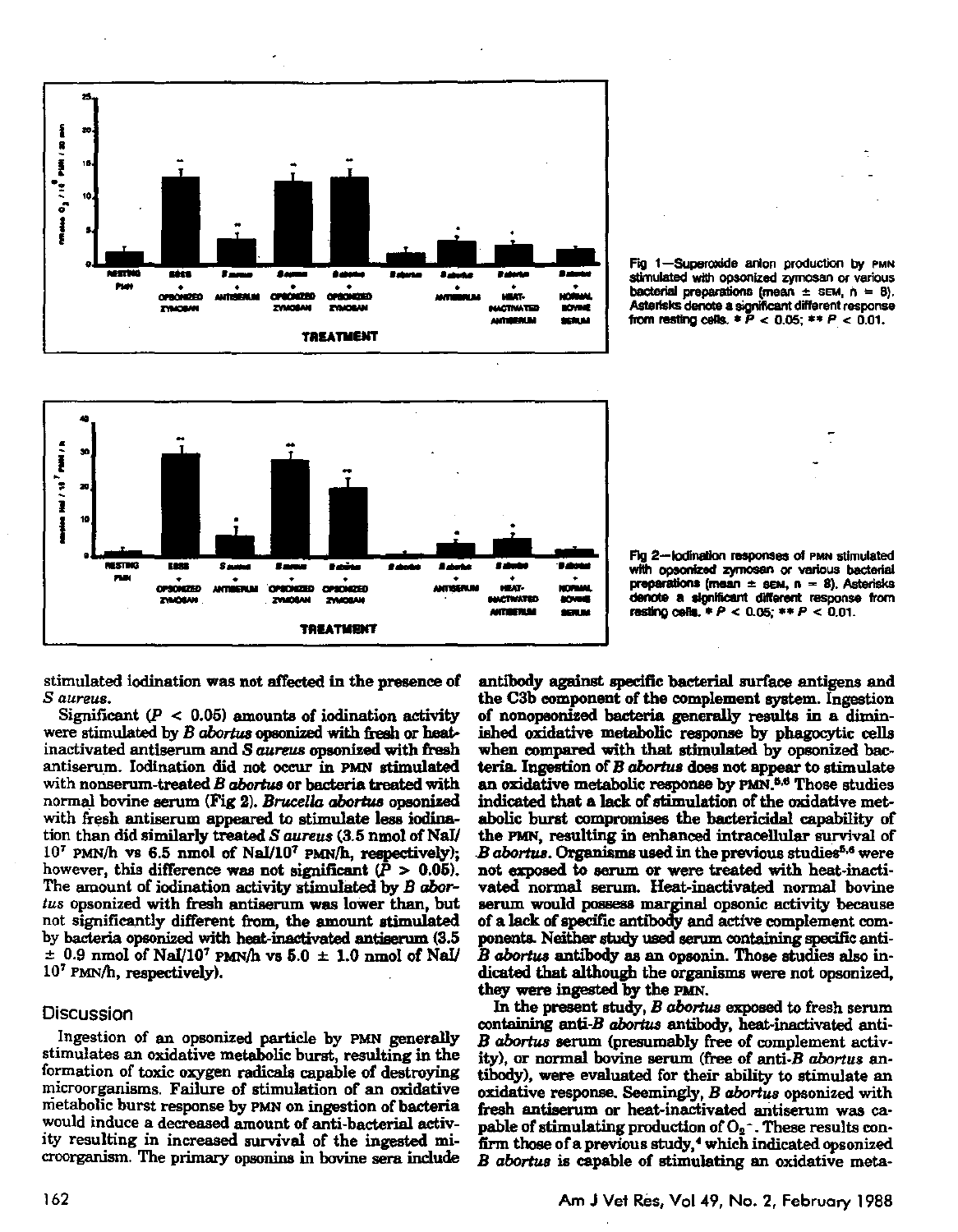Fig 1—Superoxide anion production by PMN stimulated with opsonized zymosan or various bacterial preparations (mean ± SEM, n = 8). Asterisks denote a significant different response from resting cells. * $P < 0.05$; ** $P < 0.01$.

Fig 2—Iodination responses of PMN stimulated with opsonized zymosan or various bacterial preparations (mean ± SEM, n = 8). Asterisks denote a significant different response from resting cells. * $P < 0.05$; ** $P < 0.01$.

stimulated iodination was not affected in the presence of *S aureus*.

Significant ($P < 0.05$) amounts of iodination activity were stimulated by *B abortus* opsonized with fresh or heat-inactivated antiserum and *S aureus* opsonized with fresh antiserum. Iodination did not occur in PMN stimulated with nonserum-treated *B abortus* or bacteria treated with normal bovine serum (Fig 2). *Brucella abortus* opsonized with fresh antiserum appeared to stimulate less iodination than did similarly treated *S aureus* (3.5 nmol of NaI/$10^7$ PMN/h vs 6.5 nmol of NaI/$10^7$ PMN/h, respectively); however, this difference was not significant ($P > 0.05$). The amount of iodination activity stimulated by *B abortus* opsonized with fresh antiserum was lower than, but not significantly different from, the amount stimulated by bacteria opsonized with heat-inactivated antiserum (3.5 ± 0.9 nmol of NaI/$10^7$ PMN/h vs 5.0 ± 1.0 nmol of NaI/$10^7$ PMN/h, respectively).

## Discussion

Ingestion of an opsonized particle by PMN generally stimulates an oxidative metabolic burst, resulting in the formation of toxic oxygen radicals capable of destroying microorganisms. Failure of stimulation of an oxidative metabolic burst response by PMN on ingestion of bacteria would induce a decreased amount of anti-bacterial activity resulting in increased survival of the ingested microorganism. The primary opsonins in bovine sera include antibody against specific bacterial surface antigens and the C3b component of the complement system. Ingestion of nonopsonized bacteria generally results in a diminished oxidative metabolic response by phagocytic cells when compared with that stimulated by opsonized bacteria. Ingestion of *B abortus* does not appear to stimulate an oxidative metabolic response by PMN.[5,6] Those studies indicated that a lack of stimulation of the oxidative metabolic burst compromises the bactericidal capability of the PMN, resulting in enhanced intracellular survival of *B abortus*. Organisms used in the previous studies[5,6] were not exposed to serum or were treated with heat-inactivated normal serum. Heat-inactivated normal bovine serum would possess marginal opsonic activity because of a lack of specific antibody and active complement components. Neither study used serum containing specific anti-*B abortus* antibody as an opsonin. Those studies also indicated that although the organisms were not opsonized, they were ingested by the PMN.

In the present study, *B abortus* exposed to fresh serum containing anti-*B abortus* antibody, heat-inactivated anti-*B abortus* serum (presumably free of complement activity), or normal bovine serum (free of anti-*B abortus* antibody), were evaluated for their ability to stimulate an oxidative response. Seemingly, *B abortus* opsonized with fresh antiserum or heat-inactivated antiserum was capable of stimulating production of $O_2^-$. These results confirm those of a previous study,[4] which indicated opsonized *B abortus* is capable of stimulating an oxidative meta-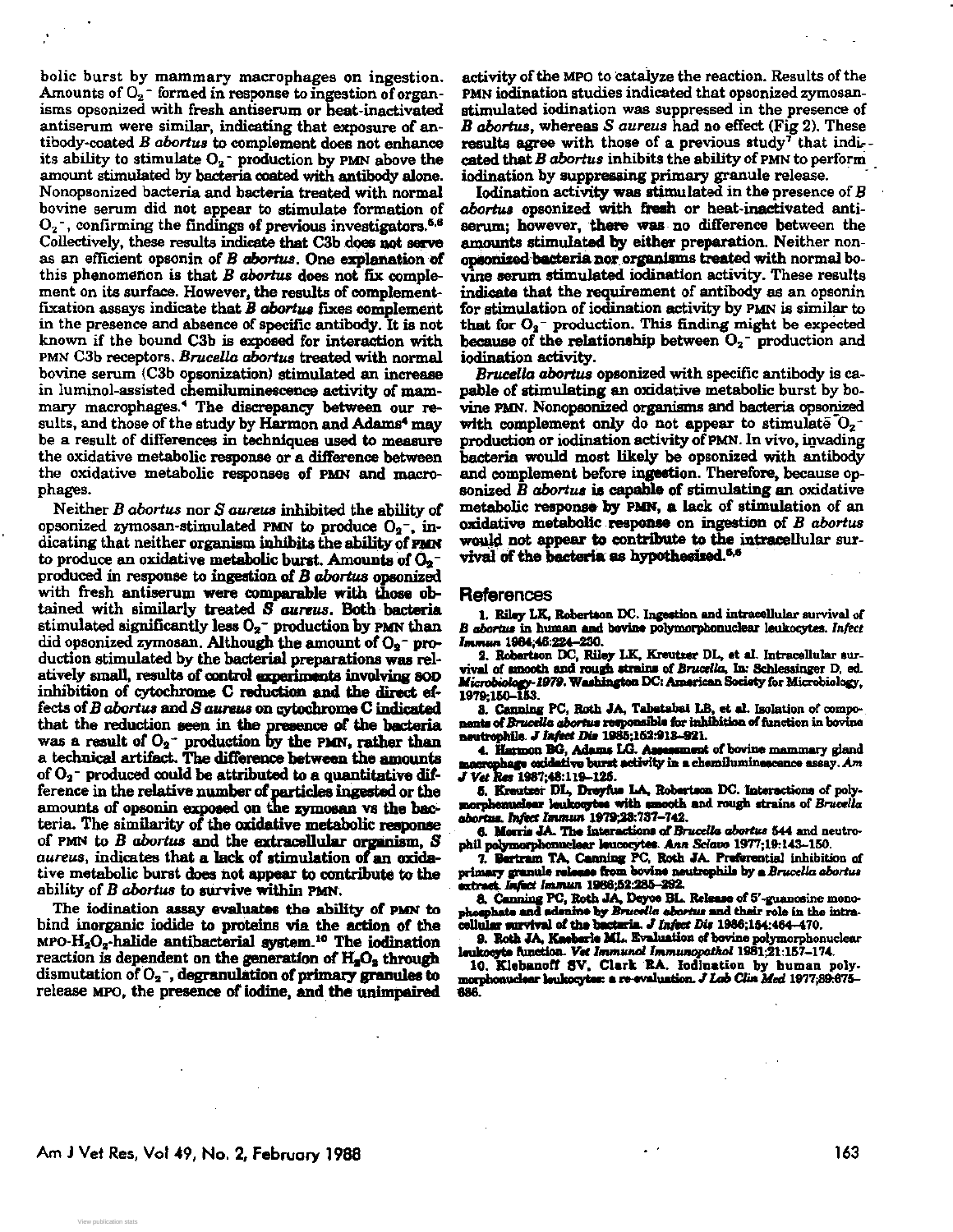bolic burst by mammary macrophages on ingestion. Amounts of $O_2^-$ formed in response to ingestion of organisms opsonized with fresh antiserum or heat-inactivated antiserum were similar, indicating that exposure of antibody-coated *B abortus* to complement does not enhance its ability to stimulate $O_2^-$ production by PMN above the amount stimulated by bacteria coated with antibody alone. Nonopsonized bacteria and bacteria treated with normal bovine serum did not appear to stimulate formation of $O_2^-$, confirming the findings of previous investigators.[5,6] Collectively, these results indicate that C3b does not serve as an efficient opsonin of *B abortus*. One explanation of this phenomenon is that *B abortus* does not fix complement on its surface. However, the results of complement-fixation assays indicate that *B abortus* fixes complement in the presence and absence of specific antibody. It is not known if the bound C3b is exposed for interaction with PMN C3b receptors. *Brucella abortus* treated with normal bovine serum (C3b opsonization) stimulated an increase in luminol-assisted chemiluminescence activity of mammary macrophages.[4] The discrepancy between our results, and those of the study by Harmon and Adams[4] may be a result of differences in techniques used to measure the oxidative metabolic response or a difference between the oxidative metabolic responses of PMN and macrophages.

Neither *B abortus* nor *S aureus* inhibited the ability of opsonized zymosan-stimulated PMN to produce $O_2^-$, indicating that neither organism inhibits the ability of PMN to produce an oxidative metabolic burst. Amounts of $O_2^-$ produced in response to ingestion of *B abortus* opsonized with fresh antiserum were comparable with those obtained with similarly treated *S aureus*. Both bacteria stimulated significantly less $O_2^-$ production by PMN than did opsonized zymosan. Although the amount of $O_2^-$ production stimulated by the bacterial preparations was relatively small, results of control experiments involving SOD inhibition of cytochrome C reduction and the direct effects of *B abortus* and *S aureus* on cytochrome C indicated that the reduction seen in the presence of the bacteria was a result of $O_2^-$ production by the PMN, rather than a technical artifact. The difference between the amounts of $O_2^-$ produced could be attributed to a quantitative difference in the relative number of particles ingested or the amounts of opsonin exposed on the zymosan vs the bacteria. The similarity of the oxidative metabolic response of PMN to *B abortus* and the extracellular organism, *S aureus*, indicates that a lack of stimulation of an oxidative metabolic burst does not appear to contribute to the ability of *B abortus* to survive within PMN.

The iodination assay evaluates the ability of PMN to bind inorganic iodide to proteins via the action of the MPO-$H_2O_2$-halide antibacterial system.[10] The iodination reaction is dependent on the generation of $H_2O_2$ through dismutation of $O_2^-$, degranulation of primary granules to release MPO, the presence of iodine, and the unimpaired activity of the MPO to catalyze the reaction. Results of the PMN iodination studies indicated that opsonized zymosan-stimulated iodination was suppressed in the presence of *B abortus*, whereas *S aureus* had no effect (Fig 2). These results agree with those of a previous study[7] that indicated that *B abortus* inhibits the ability of PMN to perform iodination by suppressing primary granule release.

Iodination activity was stimulated in the presence of *B abortus* opsonized with fresh or heat-inactivated antiserum; however, there was no difference between the amounts stimulated by either preparation. Neither nonopsonized bacteria nor organisms treated with normal bovine serum stimulated iodination activity. These results indicate that the requirement of antibody as an opsonin for stimulation of iodination activity by PMN is similar to that for $O_2^-$ production. This finding might be expected because of the relationship between $O_2^-$ production and iodination activity.

*Brucella abortus* opsonized with specific antibody is capable of stimulating an oxidative metabolic burst by bovine PMN. Nonopsonized organisms and bacteria opsonized with complement only do not appear to stimulate $O_2^-$ production or iodination activity of PMN. In vivo, invading bacteria would most likely be opsonized with antibody and complement before ingestion. Therefore, because opsonized *B abortus* is capable of stimulating an oxidative metabolic response by PMN, a lack of stimulation of an oxidative metabolic response on ingestion of *B abortus* would not appear to contribute to the intracellular survival of the bacteria as hypothesized.[5,6]

## References

1. Riley LK, Robertson DC. Ingestion and intracellular survival of *B abortus* in human and bovine polymorphonuclear leukocytes. *Infect Immun* 1984;46:224–230.
2. Robertson DC, Riley LK, Kreutzer DL, et al. Intracellular survival of smooth and rough strains of *Brucella*. In: Schlessinger D, ed. *Microbiology-1979*. Washington DC: American Society for Microbiology, 1979;150–153.
3. Canning PC, Roth JA, Tabatabai LB, et al. Isolation of components of *Brucella abortus* responsible for inhibition of function in bovine neutrophils. *J Infect Dis* 1985;152:913–921.
4. Harmon BG, Adams LG. Assessment of bovine mammary gland macrophage oxidative burst activity in a chemiluminescence assay. *Am J Vet Res* 1987;48:119–125.
5. Kreutzer DL, Dreyfus LA, Robertson DC. Interactions of polymorphonuclear leukocytes with smooth and rough strains of *Brucella abortus*. *Infect Immun* 1979;23:737–742.
6. Morris JA. The interactions of *Brucella abortus* 544 and neutrophil polymorphonuclear leucocytes. *Ann Sclavo* 1977;19:143–150.
7. Bertram TA, Canning PC, Roth JA. Preferential inhibition of primary granule release from bovine neutrophils by a *Brucella abortus* extract. *Infect Immun* 1986;52:285–292.
8. Canning PC, Roth JA, Deyoe BL. Release of 5′-guanosine monophosphate and adenine by *Brucella abortus* and their role in the intracellular survival of the bacteria. *J Infect Dis* 1986;154:464–470.
9. Roth JA, Kaeberle ML. Evaluation of bovine polymorphonuclear leukocyte function. *Vet Immunol Immunopathol* 1981;21:157–174.
10. Klebanoff SV, Clark RA. Iodination by human polymorphonuclear leukocytes: a re-evaluation. *J Lab Clin Med* 1977;89:675–686.